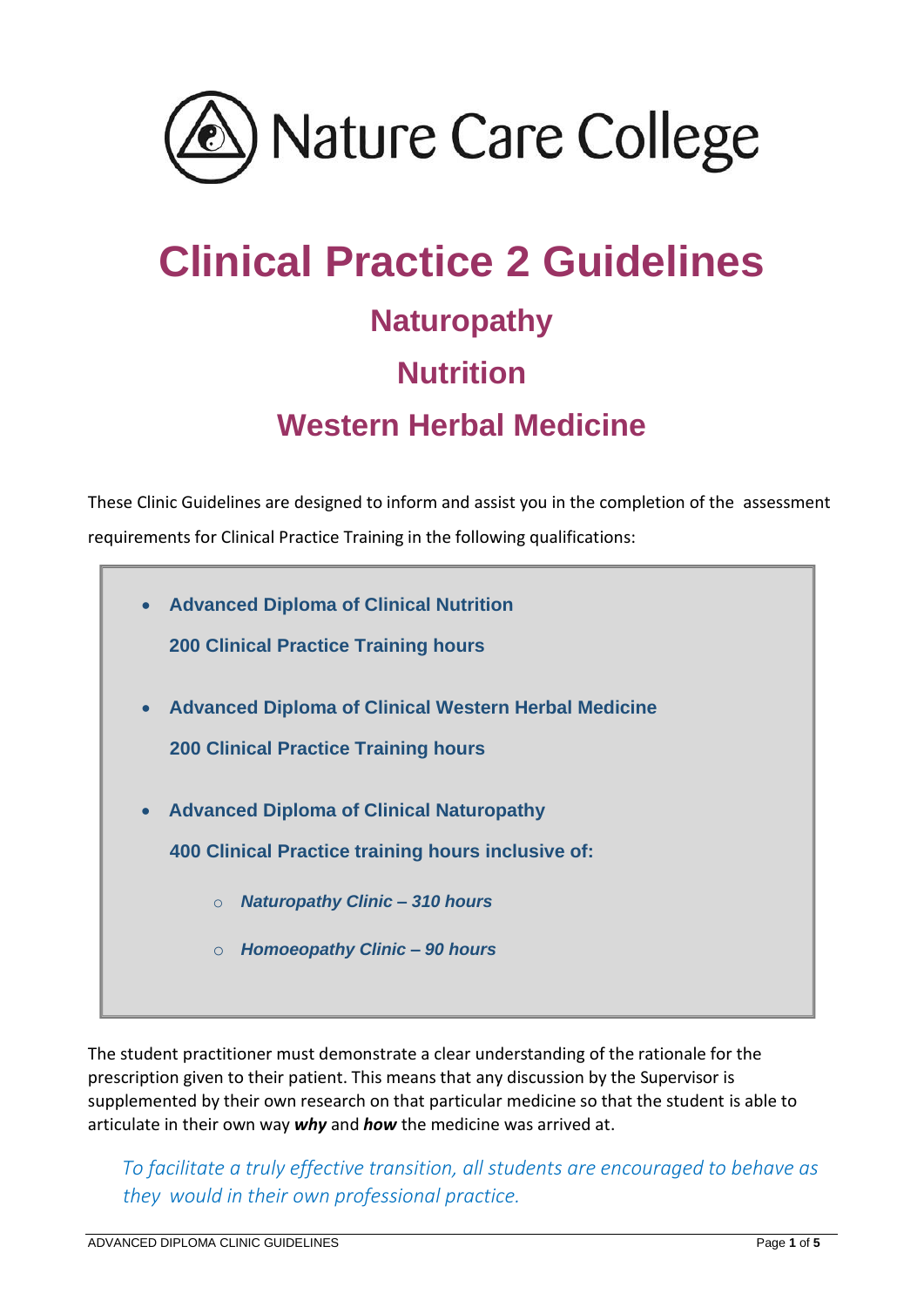Nature Care College

# Clinical Practice 2 Guidelines

## Naturopathy

## Nutrition

## Western Herbal Medicine

These Clinic Guidelines are designed to inform and assist you in the completion of the assessment requirements for Clinical Practice Training in the following qualifications:

- **Advanced Diploma of Clinical Nutrition**

  **200 Clinical Practice Training hours**

- **Advanced Diploma of Clinical Western Herbal Medicine**

  **200 Clinical Practice Training hours**

- **Advanced Diploma of Clinical Naturopathy**

  **400 Clinical Practice training hours inclusive of:**

  - ***Naturopathy Clinic – 310 hours***
  - ***Homoeopathy Clinic – 90 hours***

The student practitioner must demonstrate a clear understanding of the rationale for the prescription given to their patient. This means that any discussion by the Supervisor is supplemented by their own research on that particular medicine so that the student is able to articulate in their own way ***why*** and ***how*** the medicine was arrived at.

*To facilitate a truly effective transition, all students are encouraged to behave as they would in their own professional practice.*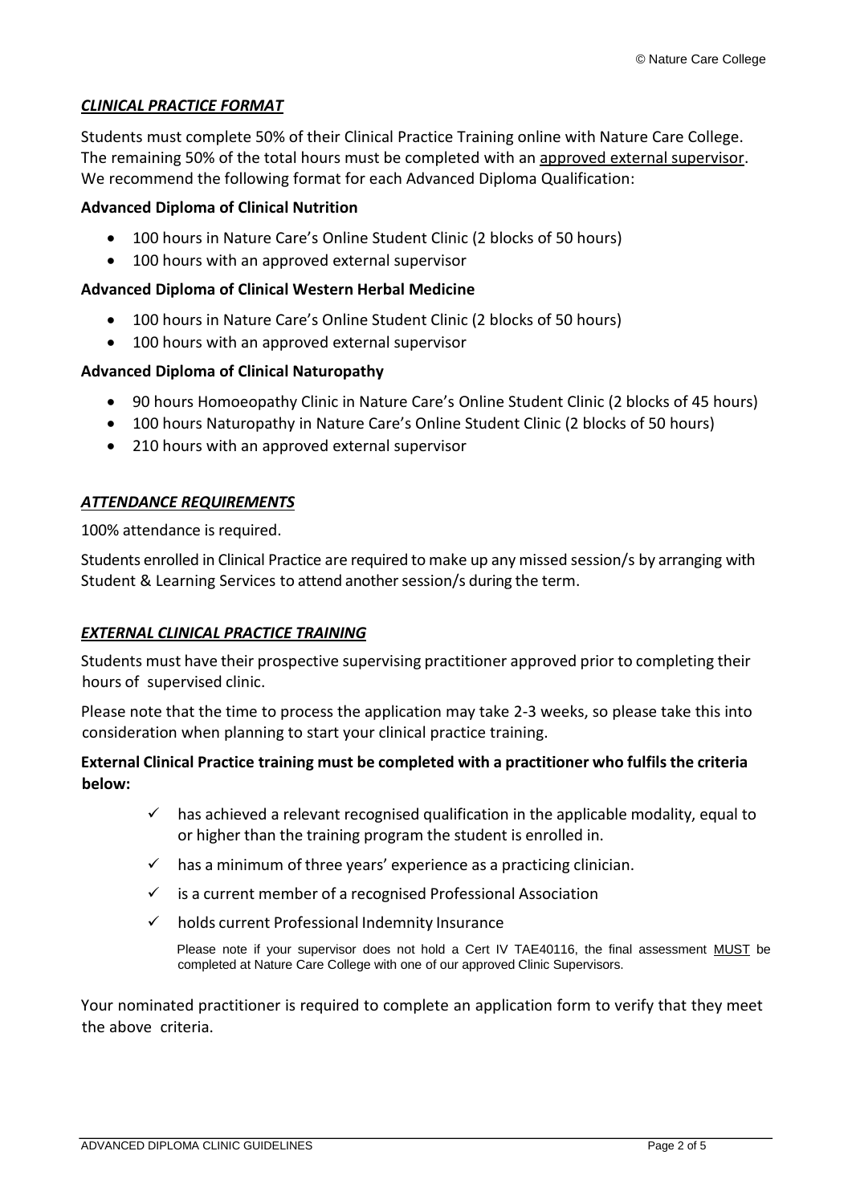## *CLINICAL PRACTICE FORMAT*

Students must complete 50% of their Clinical Practice Training online with Nature Care College. The remaining 50% of the total hours must be completed with an approved external supervisor. We recommend the following format for each Advanced Diploma Qualification:

**Advanced Diploma of Clinical Nutrition**

- 100 hours in Nature Care's Online Student Clinic (2 blocks of 50 hours)
- 100 hours with an approved external supervisor

**Advanced Diploma of Clinical Western Herbal Medicine**

- 100 hours in Nature Care's Online Student Clinic (2 blocks of 50 hours)
- 100 hours with an approved external supervisor

**Advanced Diploma of Clinical Naturopathy**

- 90 hours Homoeopathy Clinic in Nature Care's Online Student Clinic (2 blocks of 45 hours)
- 100 hours Naturopathy in Nature Care's Online Student Clinic (2 blocks of 50 hours)
- 210 hours with an approved external supervisor

## *ATTENDANCE REQUIREMENTS*

100% attendance is required.

Students enrolled in Clinical Practice are required to make up any missed session/s by arranging with Student & Learning Services to attend another session/s during the term.

## *EXTERNAL CLINICAL PRACTICE TRAINING*

Students must have their prospective supervising practitioner approved prior to completing their hours of supervised clinic.

Please note that the time to process the application may take 2-3 weeks, so please take this into consideration when planning to start your clinical practice training.

**External Clinical Practice training must be completed with a practitioner who fulfils the criteria below:**

- ✓ has achieved a relevant recognised qualification in the applicable modality, equal to or higher than the training program the student is enrolled in.
- ✓ has a minimum of three years' experience as a practicing clinician.
- ✓ is a current member of a recognised Professional Association
- ✓ holds current Professional Indemnity Insurance

Please note if your supervisor does not hold a Cert IV TAE40116, the final assessment MUST be completed at Nature Care College with one of our approved Clinic Supervisors.

Your nominated practitioner is required to complete an application form to verify that they meet the above criteria.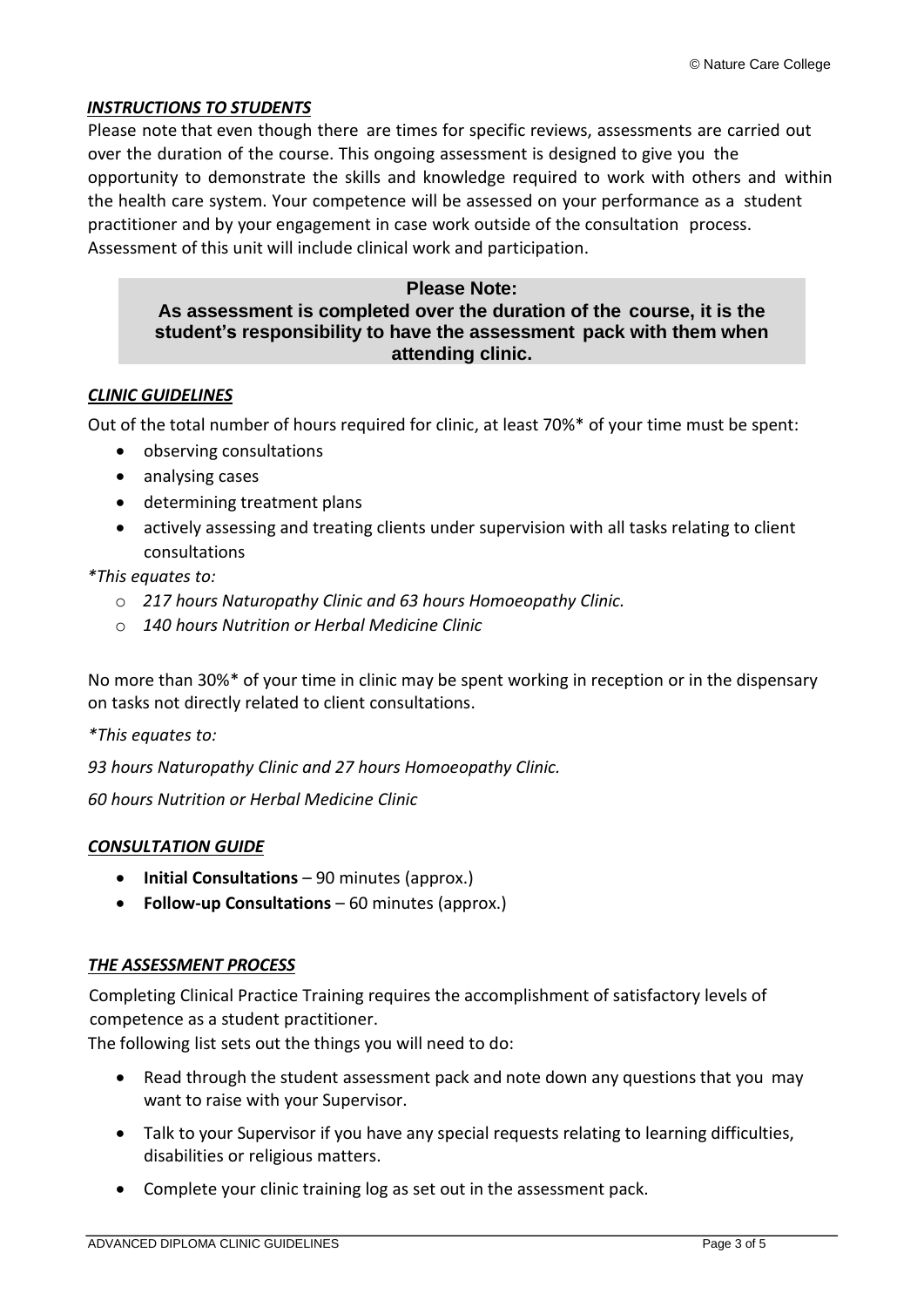## *INSTRUCTIONS TO STUDENTS*

Please note that even though there are times for specific reviews, assessments are carried out over the duration of the course. This ongoing assessment is designed to give you the opportunity to demonstrate the skills and knowledge required to work with others and within the health care system. Your competence will be assessed on your performance as a student practitioner and by your engagement in case work outside of the consultation process. Assessment of this unit will include clinical work and participation.

> **Please Note:**
> **As assessment is completed over the duration of the course, it is the student's responsibility to have the assessment pack with them when attending clinic.**

## *CLINIC GUIDELINES*

Out of the total number of hours required for clinic, at least 70%* of your time must be spent:

- observing consultations
- analysing cases
- determining treatment plans
- actively assessing and treating clients under supervision with all tasks relating to client consultations

*\*This equates to:*

- *217 hours Naturopathy Clinic and 63 hours Homoeopathy Clinic.*
- *140 hours Nutrition or Herbal Medicine Clinic*

No more than 30%* of your time in clinic may be spent working in reception or in the dispensary on tasks not directly related to client consultations.

*\*This equates to:*

*93 hours Naturopathy Clinic and 27 hours Homoeopathy Clinic.*

*60 hours Nutrition or Herbal Medicine Clinic*

## *CONSULTATION GUIDE*

- **Initial Consultations** – 90 minutes (approx.)
- **Follow-up Consultations** – 60 minutes (approx.)

## *THE ASSESSMENT PROCESS*

Completing Clinical Practice Training requires the accomplishment of satisfactory levels of competence as a student practitioner.

The following list sets out the things you will need to do:

- Read through the student assessment pack and note down any questions that you may want to raise with your Supervisor.
- Talk to your Supervisor if you have any special requests relating to learning difficulties, disabilities or religious matters.
- Complete your clinic training log as set out in the assessment pack.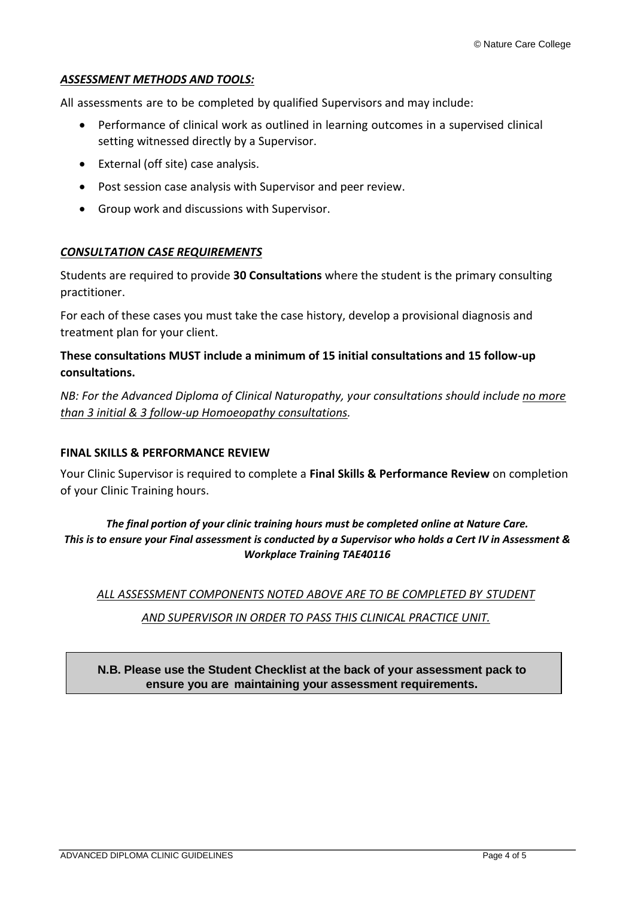### ***ASSESSMENT METHODS AND TOOLS:***

All assessments are to be completed by qualified Supervisors and may include:

- Performance of clinical work as outlined in learning outcomes in a supervised clinical setting witnessed directly by a Supervisor.
- External (off site) case analysis.
- Post session case analysis with Supervisor and peer review.
- Group work and discussions with Supervisor.

### ***CONSULTATION CASE REQUIREMENTS***

Students are required to provide **30 Consultations** where the student is the primary consulting practitioner.

For each of these cases you must take the case history, develop a provisional diagnosis and treatment plan for your client.

**These consultations MUST include a minimum of 15 initial consultations and 15 follow-up consultations.**

*NB: For the Advanced Diploma of Clinical Naturopathy, your consultations should include no more than 3 initial & 3 follow-up Homoeopathy consultations.*

### **FINAL SKILLS & PERFORMANCE REVIEW**

Your Clinic Supervisor is required to complete a **Final Skills & Performance Review** on completion of your Clinic Training hours.

***The final portion of your clinic training hours must be completed online at Nature Care. This is to ensure your Final assessment is conducted by a Supervisor who holds a Cert IV in Assessment & Workplace Training TAE40116***

*ALL ASSESSMENT COMPONENTS NOTED ABOVE ARE TO BE COMPLETED BY STUDENT AND SUPERVISOR IN ORDER TO PASS THIS CLINICAL PRACTICE UNIT.*

**N.B. Please use the Student Checklist at the back of your assessment pack to ensure you are maintaining your assessment requirements.**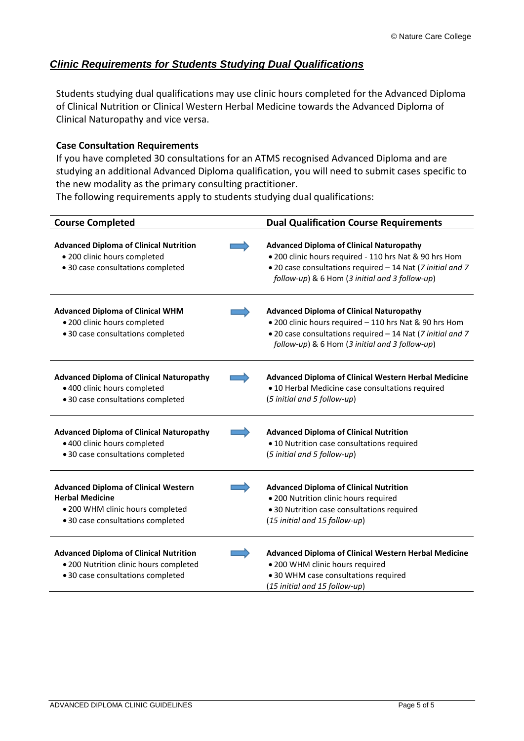## *Clinic Requirements for Students Studying Dual Qualifications*

Students studying dual qualifications may use clinic hours completed for the Advanced Diploma of Clinical Nutrition or Clinical Western Herbal Medicine towards the Advanced Diploma of Clinical Naturopathy and vice versa.

**Case Consultation Requirements**

If you have completed 30 consultations for an ATMS recognised Advanced Diploma and are studying an additional Advanced Diploma qualification, you will need to submit cases specific to the new modality as the primary consulting practitioner.

The following requirements apply to students studying dual qualifications:

| Course Completed | | Dual Qualification Course Requirements |
|---|---|---|
| **Advanced Diploma of Clinical Nutrition**<br>• 200 clinic hours completed<br>• 30 case consultations completed | → | **Advanced Diploma of Clinical Naturopathy**<br>• 200 clinic hours required - 110 hrs Nat & 90 hrs Hom<br>• 20 case consultations required – 14 Nat (*7 initial and 7 follow-up*) & 6 Hom (*3 initial and 3 follow-up*) |
| **Advanced Diploma of Clinical WHM**<br>• 200 clinic hours completed<br>• 30 case consultations completed | → | **Advanced Diploma of Clinical Naturopathy**<br>• 200 clinic hours required – 110 hrs Nat & 90 hrs Hom<br>• 20 case consultations required – 14 Nat (*7 initial and 7 follow-up*) & 6 Hom (*3 initial and 3 follow-up*) |
| **Advanced Diploma of Clinical Naturopathy**<br>• 400 clinic hours completed<br>• 30 case consultations completed | → | **Advanced Diploma of Clinical Western Herbal Medicine**<br>• 10 Herbal Medicine case consultations required<br>(*5 initial and 5 follow-up*) |
| **Advanced Diploma of Clinical Naturopathy**<br>• 400 clinic hours completed<br>• 30 case consultations completed | → | **Advanced Diploma of Clinical Nutrition**<br>• 10 Nutrition case consultations required<br>(*5 initial and 5 follow-up*) |
| **Advanced Diploma of Clinical Western Herbal Medicine**<br>• 200 WHM clinic hours completed<br>• 30 case consultations completed | → | **Advanced Diploma of Clinical Nutrition**<br>• 200 Nutrition clinic hours required<br>• 30 Nutrition case consultations required<br>(*15 initial and 15 follow-up*) |
| **Advanced Diploma of Clinical Nutrition**<br>• 200 Nutrition clinic hours completed<br>• 30 case consultations completed | → | **Advanced Diploma of Clinical Western Herbal Medicine**<br>• 200 WHM clinic hours required<br>• 30 WHM case consultations required<br>(*15 initial and 15 follow-up*) |